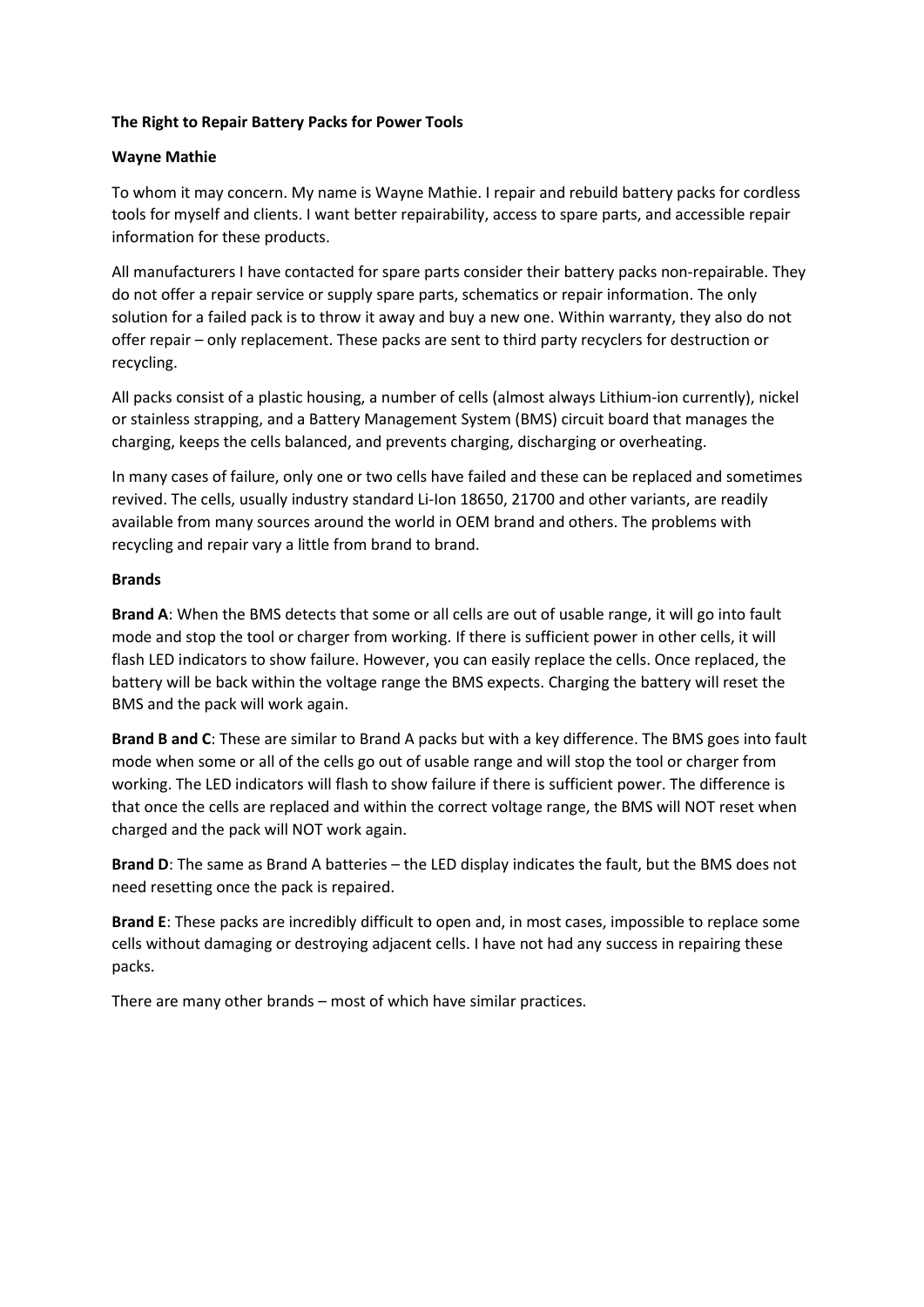# The Right to Repair Battery Packs for Power Tools

**Wayne Mathie**

To whom it may concern. My name is Wayne Mathie. I repair and rebuild battery packs for cordless tools for myself and clients. I want better repairability, access to spare parts, and accessible repair information for these products.

All manufacturers I have contacted for spare parts consider their battery packs non-repairable. They do not offer a repair service or supply spare parts, schematics or repair information. The only solution for a failed pack is to throw it away and buy a new one. Within warranty, they also do not offer repair – only replacement. These packs are sent to third party recyclers for destruction or recycling.

All packs consist of a plastic housing, a number of cells (almost always Lithium-ion currently), nickel or stainless strapping, and a Battery Management System (BMS) circuit board that manages the charging, keeps the cells balanced, and prevents charging, discharging or overheating.

In many cases of failure, only one or two cells have failed and these can be replaced and sometimes revived. The cells, usually industry standard Li-Ion 18650, 21700 and other variants, are readily available from many sources around the world in OEM brand and others. The problems with recycling and repair vary a little from brand to brand.

## Brands

**Brand A**: When the BMS detects that some or all cells are out of usable range, it will go into fault mode and stop the tool or charger from working. If there is sufficient power in other cells, it will flash LED indicators to show failure. However, you can easily replace the cells. Once replaced, the battery will be back within the voltage range the BMS expects. Charging the battery will reset the BMS and the pack will work again.

**Brand B and C**: These are similar to Brand A packs but with a key difference. The BMS goes into fault mode when some or all of the cells go out of usable range and will stop the tool or charger from working. The LED indicators will flash to show failure if there is sufficient power. The difference is that once the cells are replaced and within the correct voltage range, the BMS will NOT reset when charged and the pack will NOT work again.

**Brand D**: The same as Brand A batteries – the LED display indicates the fault, but the BMS does not need resetting once the pack is repaired.

**Brand E**: These packs are incredibly difficult to open and, in most cases, impossible to replace some cells without damaging or destroying adjacent cells. I have not had any success in repairing these packs.

There are many other brands – most of which have similar practices.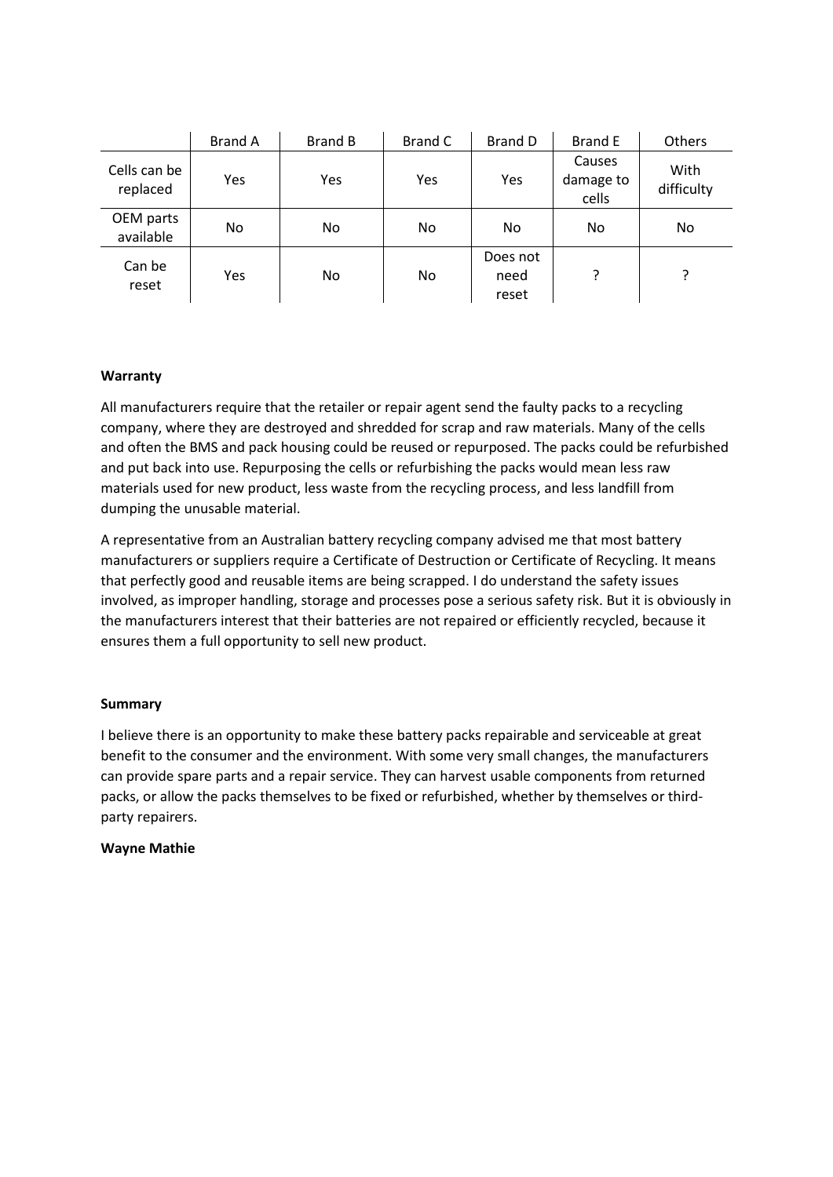| | Brand A | Brand B | Brand C | Brand D | Brand E | Others |
|---|---|---|---|---|---|---|
| Cells can be replaced | Yes | Yes | Yes | Yes | Causes damage to cells | With difficulty |
| OEM parts available | No | No | No | No | No | No |
| Can be reset | Yes | No | No | Does not need reset | ? | ? |

**Warranty**

All manufacturers require that the retailer or repair agent send the faulty packs to a recycling company, where they are destroyed and shredded for scrap and raw materials. Many of the cells and often the BMS and pack housing could be reused or repurposed. The packs could be refurbished and put back into use. Repurposing the cells or refurbishing the packs would mean less raw materials used for new product, less waste from the recycling process, and less landfill from dumping the unusable material.

A representative from an Australian battery recycling company advised me that most battery manufacturers or suppliers require a Certificate of Destruction or Certificate of Recycling. It means that perfectly good and reusable items are being scrapped. I do understand the safety issues involved, as improper handling, storage and processes pose a serious safety risk. But it is obviously in the manufacturers interest that their batteries are not repaired or efficiently recycled, because it ensures them a full opportunity to sell new product.

**Summary**

I believe there is an opportunity to make these battery packs repairable and serviceable at great benefit to the consumer and the environment. With some very small changes, the manufacturers can provide spare parts and a repair service. They can harvest usable components from returned packs, or allow the packs themselves to be fixed or refurbished, whether by themselves or third-party repairers.

**Wayne Mathie**